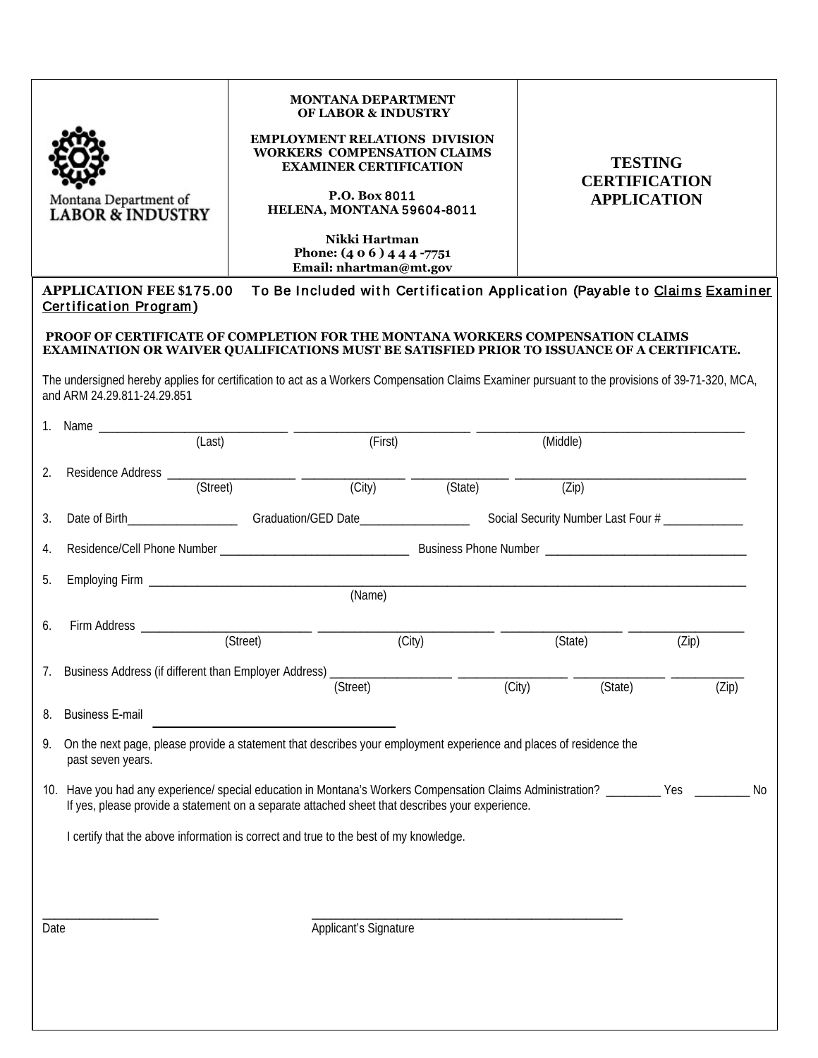Montana Department of
**LABOR & INDUSTRY**

**MONTANA DEPARTMENT OF LABOR & INDUSTRY**

**EMPLOYMENT RELATIONS DIVISION WORKERS COMPENSATION CLAIMS EXAMINER CERTIFICATION**

**P.O. Box 8011**
**HELENA, MONTANA 59604-8011**

**Nikki Hartman**
**Phone: (4 0 6 ) 4 4 4 -7751**
**Email: nhartman@mt.gov**

# TESTING CERTIFICATION APPLICATION

**APPLICATION FEE $175.00** To Be Included with Certification Application (Payable to Claims Examiner Certification Program)

**PROOF OF CERTIFICATE OF COMPLETION FOR THE MONTANA WORKERS COMPENSATION CLAIMS EXAMINATION OR WAIVER QUALIFICATIONS MUST BE SATISFIED PRIOR TO ISSUANCE OF A CERTIFICATE.**

The undersigned hereby applies for certification to act as a Workers Compensation Claims Examiner pursuant to the provisions of 39-71-320, MCA, and ARM 24.29.811-24.29.851

1. Name ______________________________ ___________________________ _________________________________________
   (Last) (First) (Middle)

2. Residence Address ____________________ ________________ _______________ ____________________________________
   (Street) (City) (State) (Zip)

3. Date of Birth__________________ Graduation/GED Date__________________ Social Security Number Last Four # _____________

4. Residence/Cell Phone Number _______________________________ Business Phone Number _________________________________

5. Employing Firm _____________________________________________________________________________________________
   (Name)

6. Firm Address ____________________________ ____________________________ ____________________ ___________________
   (Street) (City) (State) (Zip)

7. Business Address (if different than Employer Address) ____________________ _________________ _______________ ____________
   (Street) (City) (State) (Zip)

8. Business E-mail ________________________________

9. On the next page, please provide a statement that describes your employment experience and places of residence the past seven years.

10. Have you had any experience/ special education in Montana's Workers Compensation Claims Administration? _________ Yes _________ No
    If yes, please provide a statement on a separate attached sheet that describes your experience.

I certify that the above information is correct and true to the best of my knowledge.

___________________ ____________________________________________________
Date Applicant's Signature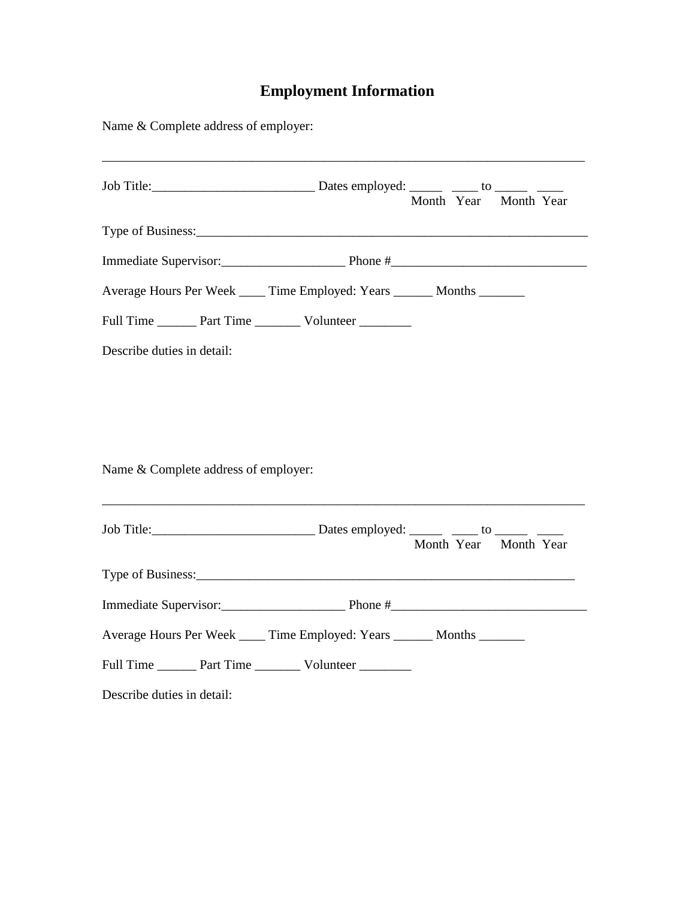# Employment Information

Name & Complete address of employer:

_____________________________________________________________________________

Job Title:_________________________ Dates employed: _____ ____ to _____ ____
Month Year Month Year

Type of Business:_____________________________________________________________

Immediate Supervisor:___________________ Phone #______________________________

Average Hours Per Week ____ Time Employed: Years ______ Months _______

Full Time ______ Part Time _______ Volunteer ________

Describe duties in detail:

Name & Complete address of employer:

_____________________________________________________________________________

Job Title:_________________________ Dates employed: _____ ____ to _____ ____
Month Year Month Year

Type of Business:___________________________________________________________

Immediate Supervisor:___________________ Phone #______________________________

Average Hours Per Week ____ Time Employed: Years ______ Months _______

Full Time ______ Part Time _______ Volunteer ________

Describe duties in detail: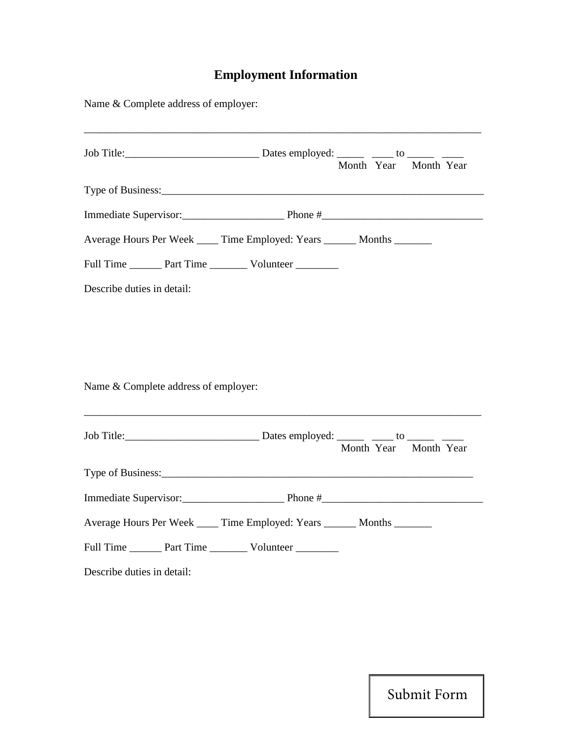# Employment Information

Name & Complete address of employer:

_____________________________________________________________________________

Job Title:_________________________ Dates employed: _____ ____ to _____ ____
Month Year Month Year

Type of Business:_____________________________________________________________

Immediate Supervisor:___________________ Phone #______________________________

Average Hours Per Week ____ Time Employed: Years ______ Months _______

Full Time ______ Part Time _______ Volunteer ________

Describe duties in detail:

Name & Complete address of employer:

_____________________________________________________________________________

Job Title:_________________________ Dates employed: _____ ____ to _____ ____
Month Year Month Year

Type of Business:___________________________________________________________

Immediate Supervisor:___________________ Phone #______________________________

Average Hours Per Week ____ Time Employed: Years ______ Months _______

Full Time ______ Part Time _______ Volunteer ________

Describe duties in detail:

Submit Form